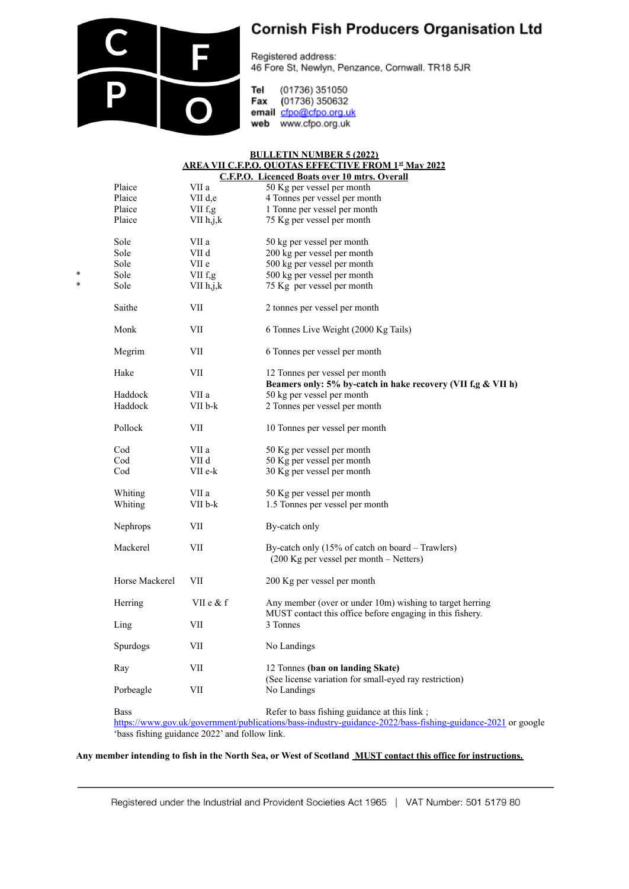# Cornish Fish Producers Organisation Ltd

Registered address:
46 Fore St, Newlyn, Penzance, Cornwall. TR18 5JR

**Tel** (01736) 351050
**Fax** (01736) 350632
**email** cfpo@cfpo.org.uk
**web** www.cfpo.org.uk

**BULLETIN NUMBER 5 (2022)**
**AREA VII C.F.P.O. QUOTAS EFFECTIVE FROM 1st May 2022**
**C.F.P.O. Licenced Boats over 10 mtrs. Overall**

| | Species | Area | Quota |
|---|---|---|---|
| | Plaice | VII a | 50 Kg per vessel per month |
| | Plaice | VII d,e | 4 Tonnes per vessel per month |
| | Plaice | VII f,g | 1 Tonne per vessel per month |
| | Plaice | VII h,j,k | 75 Kg per vessel per month |
| | Sole | VII a | 50 kg per vessel per month |
| | Sole | VII d | 200 kg per vessel per month |
| | Sole | VII e | 500 kg per vessel per month |
| * | Sole | VII f,g | 500 kg per vessel per month |
| * | Sole | VII h,j,k | 75 Kg per vessel per month |
| | Saithe | VII | 2 tonnes per vessel per month |
| | Monk | VII | 6 Tonnes Live Weight (2000 Kg Tails) |
| | Megrim | VII | 6 Tonnes per vessel per month |
| | Hake | VII | 12 Tonnes per vessel per month<br>**Beamers only: 5% by-catch in hake recovery (VII f,g & VII h)** |
| | Haddock | VII a | 50 kg per vessel per month |
| | Haddock | VII b-k | 2 Tonnes per vessel per month |
| | Pollock | VII | 10 Tonnes per vessel per month |
| | Cod | VII a | 50 Kg per vessel per month |
| | Cod | VII d | 50 Kg per vessel per month |
| | Cod | VII e-k | 30 Kg per vessel per month |
| | Whiting | VII a | 50 Kg per vessel per month |
| | Whiting | VII b-k | 1.5 Tonnes per vessel per month |
| | Nephrops | VII | By-catch only |
| | Mackerel | VII | By-catch only (15% of catch on board – Trawlers)<br>(200 Kg per vessel per month – Netters) |
| | Horse Mackerel | VII | 200 Kg per vessel per month |
| | Herring | VII e & f | Any member (over or under 10m) wishing to target herring MUST contact this office before engaging in this fishery. |
| | Ling | VII | 3 Tonnes |
| | Spurdogs | VII | No Landings |
| | Ray | VII | 12 Tonnes **(ban on landing Skate)**<br>(See license variation for small-eyed ray restriction) |
| | Porbeagle | VII | No Landings |
| | Bass | | Refer to bass fishing guidance at this link ; |

https://www.gov.uk/government/publications/bass-industry-guidance-2022/bass-fishing-guidance-2021 or google 'bass fishing guidance 2022' and follow link.

**Any member intending to fish in the North Sea, or West of Scotland MUST contact this office for instructions.**

Registered under the Industrial and Provident Societies Act 1965 | VAT Number: 501 5179 80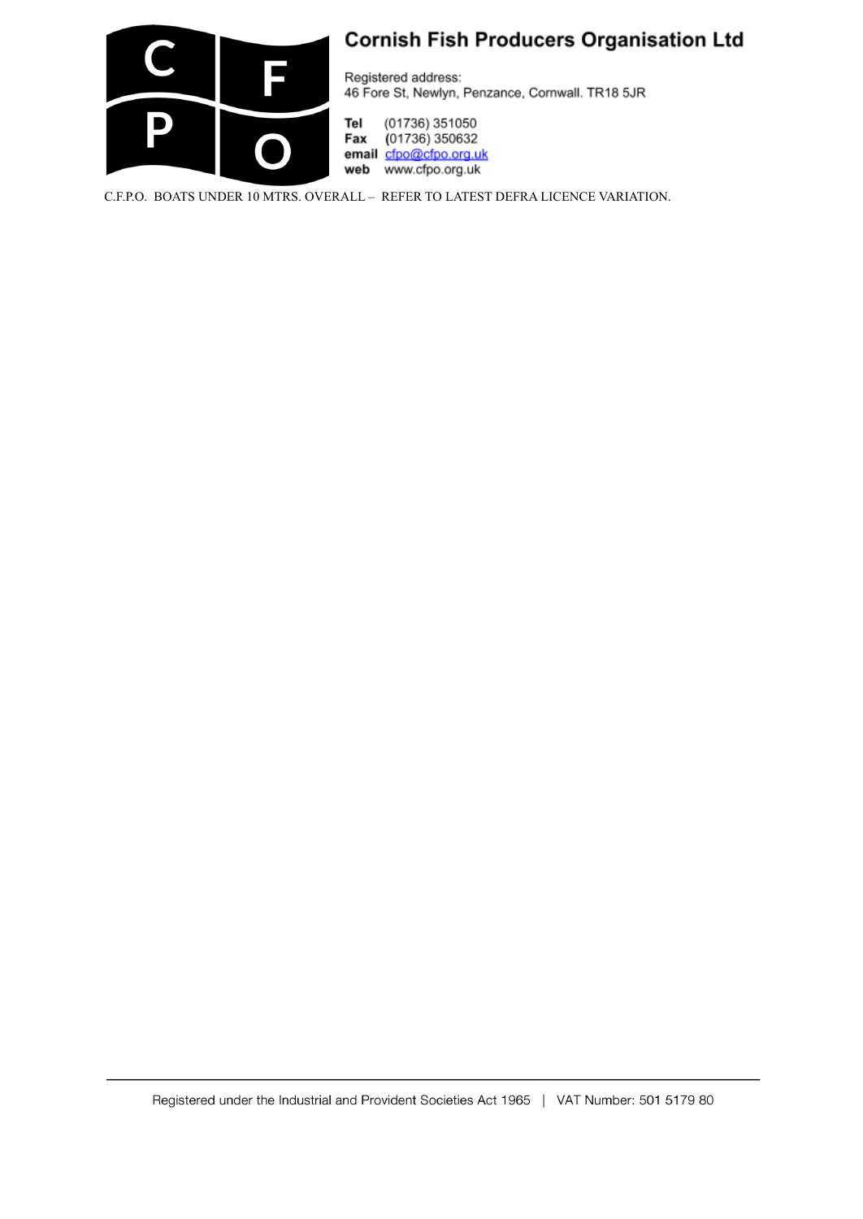# Cornish Fish Producers Organisation Ltd

Registered address:
46 Fore St, Newlyn, Penzance, Cornwall. TR18 5JR

**Tel** (01736) 351050
**Fax** (01736) 350632
**email** cfpo@cfpo.org.uk
**web** www.cfpo.org.uk

C.F.P.O. BOATS UNDER 10 MTRS. OVERALL – REFER TO LATEST DEFRA LICENCE VARIATION.

Registered under the Industrial and Provident Societies Act 1965 | VAT Number: 501 5179 80